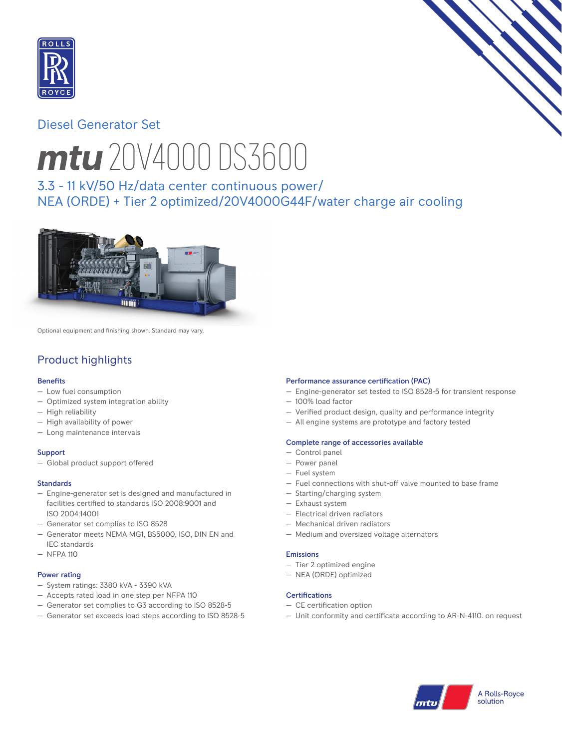Diesel Generator Set

# mtu 20V4000 DS3600

## 3.3 - 11 kV/50 Hz/data center continuous power/ NEA (ORDE) + Tier 2 optimized/20V4000G44F/water charge air cooling

Optional equipment and finishing shown. Standard may vary.

## Product highlights

### Benefits

- Low fuel consumption
- Optimized system integration ability
- High reliability
- High availability of power
- Long maintenance intervals

### Support

- Global product support offered

### Standards

- Engine-generator set is designed and manufactured in facilities certified to standards ISO 2008:9001 and ISO 2004:14001
- Generator set complies to ISO 8528
- Generator meets NEMA MG1, BS5000, ISO, DIN EN and IEC standards
- NFPA 110

### Power rating

- System ratings: 3380 kVA - 3390 kVA
- Accepts rated load in one step per NFPA 110
- Generator set complies to G3 according to ISO 8528-5
- Generator set exceeds load steps according to ISO 8528-5

### Performance assurance certification (PAC)

- Engine-generator set tested to ISO 8528-5 for transient response
- 100% load factor
- Verified product design, quality and performance integrity
- All engine systems are prototype and factory tested

### Complete range of accessories available

- Control panel
- Power panel
- Fuel system
- Fuel connections with shut-off valve mounted to base frame
- Starting/charging system
- Exhaust system
- Electrical driven radiators
- Mechanical driven radiators
- Medium and oversized voltage alternators

### Emissions

- Tier 2 optimized engine
- NEA (ORDE) optimized

### Certifications

- CE certification option
- Unit conformity and certificate according to AR-N-4110. on request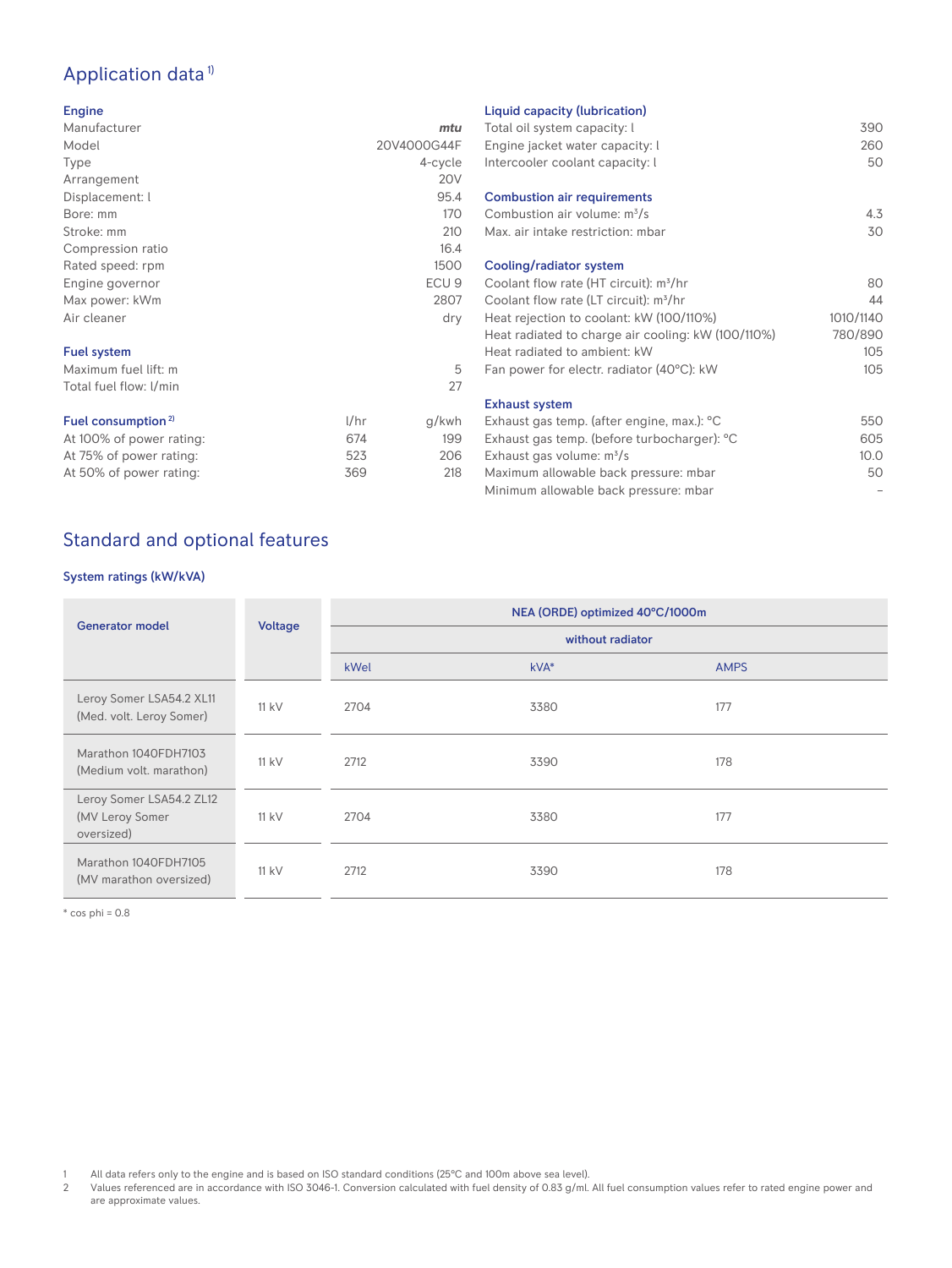## Application data [1]

### Engine

| | |
|---|---|
| Manufacturer | *mtu* |
| Model | 20V4000G44F |
| Type | 4-cycle |
| Arrangement | 20V |
| Displacement: l | 95.4 |
| Bore: mm | 170 |
| Stroke: mm | 210 |
| Compression ratio | 16.4 |
| Rated speed: rpm | 1500 |
| Engine governor | ECU 9 |
| Max power: kWm | 2807 |
| Air cleaner | dry |

### Fuel system

| | |
|---|---|
| Maximum fuel lift: m | 5 |
| Total fuel flow: l/min | 27 |

### Fuel consumption [2]

| | l/hr | g/kwh |
|---|---|---|
| At 100% of power rating: | 674 | 199 |
| At 75% of power rating: | 523 | 206 |
| At 50% of power rating: | 369 | 218 |

### Liquid capacity (lubrication)

| | |
|---|---|
| Total oil system capacity: l | 390 |
| Engine jacket water capacity: l | 260 |
| Intercooler coolant capacity: l | 50 |

### Combustion air requirements

| | |
|---|---|
| Combustion air volume: $m^3/s$ | 4.3 |
| Max. air intake restriction: mbar | 30 |

### Cooling/radiator system

| | |
|---|---|
| Coolant flow rate (HT circuit): $m^3/hr$ | 80 |
| Coolant flow rate (LT circuit): $m^3/hr$ | 44 |
| Heat rejection to coolant: kW (100/110%) | 1010/1140 |
| Heat radiated to charge air cooling: kW (100/110%) | 780/890 |
| Heat radiated to ambient: kW | 105 |
| Fan power for electr. radiator (40°C): kW | 105 |

### Exhaust system

| | |
|---|---|
| Exhaust gas temp. (after engine, max.): °C | 550 |
| Exhaust gas temp. (before turbocharger): °C | 605 |
| Exhaust gas volume: $m^3/s$ | 10.0 |
| Maximum allowable back pressure: mbar | 50 |
| Minimum allowable back pressure: mbar | – |

## Standard and optional features

### System ratings (kW/kVA)

| Generator model | Voltage | NEA (ORDE) optimized 40°C/1000m without radiator | | |
|---|---|---|---|---|
| | | kWel | kVA* | AMPS |
| Leroy Somer LSA54.2 XL11 (Med. volt. Leroy Somer) | 11 kV | 2704 | 3380 | 177 |
| Marathon 1040FDH7103 (Medium volt. marathon) | 11 kV | 2712 | 3390 | 178 |
| Leroy Somer LSA54.2 ZL12 (MV Leroy Somer oversized) | 11 kV | 2704 | 3380 | 177 |
| Marathon 1040FDH7105 (MV marathon oversized) | 11 kV | 2712 | 3390 | 178 |

\* cos phi = 0.8

1 All data refers only to the engine and is based on ISO standard conditions (25°C and 100m above sea level).
2 Values referenced are in accordance with ISO 3046-1. Conversion calculated with fuel density of 0.83 g/ml. All fuel consumption values refer to rated engine power and are approximate values.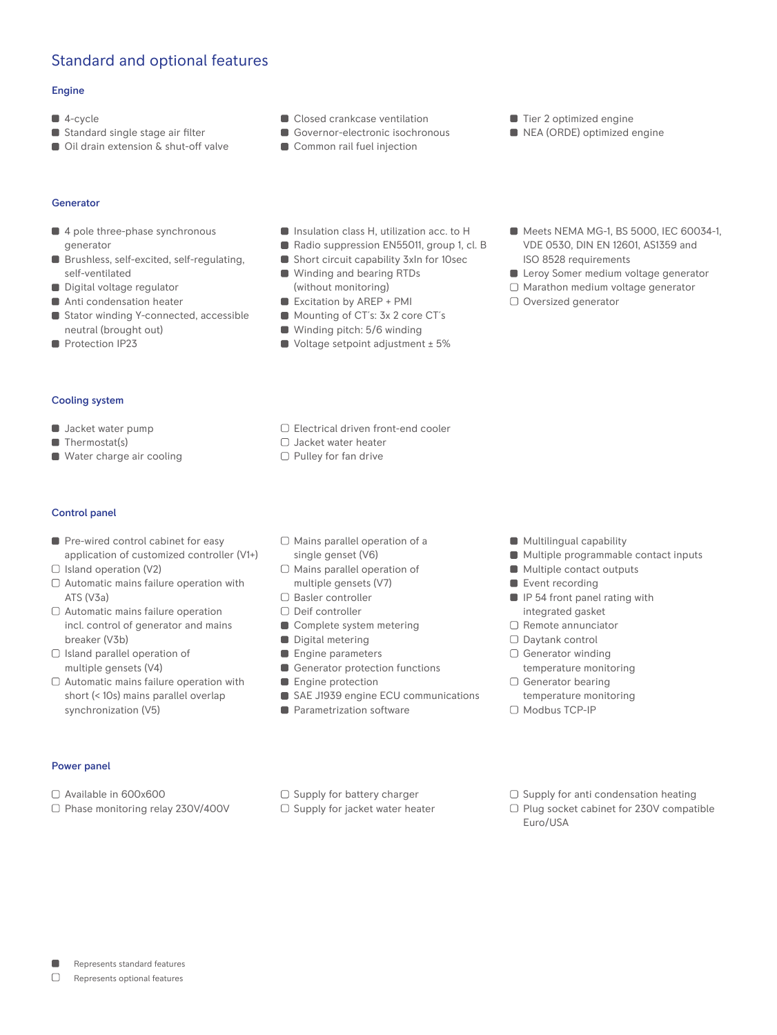## Standard and optional features

### Engine

- ■ 4-cycle
- ■ Standard single stage air filter
- ■ Oil drain extension & shut-off valve
- ■ Closed crankcase ventilation
- ■ Governor-electronic isochronous
- ■ Common rail fuel injection
- ■ Tier 2 optimized engine
- ■ NEA (ORDE) optimized engine

### Generator

- ■ 4 pole three-phase synchronous generator
- ■ Brushless, self-excited, self-regulating, self-ventilated
- ■ Digital voltage regulator
- ■ Anti condensation heater
- ■ Stator winding Y-connected, accessible neutral (brought out)
- ■ Protection IP23
- ■ Insulation class H, utilization acc. to H
- ■ Radio suppression EN55011, group 1, cl. B
- ■ Short circuit capability 3xIn for 10sec
- ■ Winding and bearing RTDs (without monitoring)
- ■ Excitation by AREP + PMI
- ■ Mounting of CT's: 3x 2 core CT's
- ■ Winding pitch: 5/6 winding
- ■ Voltage setpoint adjustment ± 5%
- ■ Meets NEMA MG-1, BS 5000, IEC 60034-1, VDE 0530, DIN EN 12601, AS1359 and ISO 8528 requirements
- ■ Leroy Somer medium voltage generator
- □ Marathon medium voltage generator
- □ Oversized generator

### Cooling system

- ■ Jacket water pump
- ■ Thermostat(s)
- ■ Water charge air cooling
- □ Electrical driven front-end cooler
- □ Jacket water heater
- □ Pulley for fan drive

### Control panel

- ■ Pre-wired control cabinet for easy application of customized controller (V1+)
- □ Island operation (V2)
- □ Automatic mains failure operation with ATS (V3a)
- □ Automatic mains failure operation incl. control of generator and mains breaker (V3b)
- □ Island parallel operation of multiple gensets (V4)
- □ Automatic mains failure operation with short (< 10s) mains parallel overlap synchronization (V5)
- □ Mains parallel operation of a single genset (V6)
- □ Mains parallel operation of multiple gensets (V7)
- □ Basler controller
- □ Deif controller
- ■ Complete system metering
- ■ Digital metering
- ■ Engine parameters
- ■ Generator protection functions
- ■ Engine protection
- ■ SAE J1939 engine ECU communications
- ■ Parametrization software
- ■ Multilingual capability
- ■ Multiple programmable contact inputs
- ■ Multiple contact outputs
- ■ Event recording
- ■ IP 54 front panel rating with integrated gasket
- □ Remote annunciator
- □ Daytank control
- □ Generator winding temperature monitoring
- □ Generator bearing temperature monitoring
- □ Modbus TCP-IP

### Power panel

- □ Available in 600x600
- □ Phase monitoring relay 230V/400V
- □ Supply for battery charger
- □ Supply for jacket water heater
- □ Supply for anti condensation heating
- □ Plug socket cabinet for 230V compatible Euro/USA

■ Represents standard features
□ Represents optional features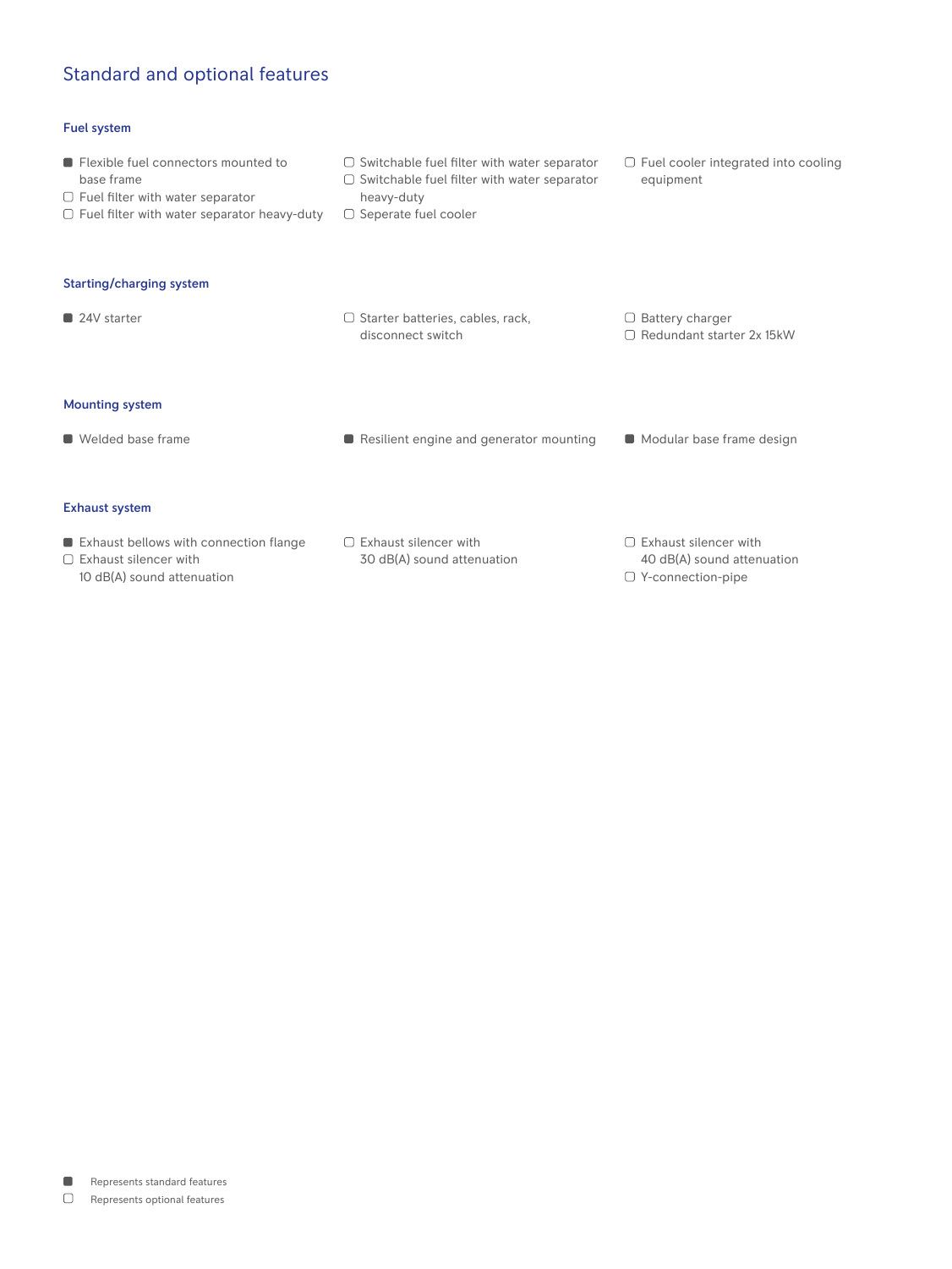## Standard and optional features

### Fuel system

- ■ Flexible fuel connectors mounted to base frame
- ▢ Fuel filter with water separator
- ▢ Fuel filter with water separator heavy-duty
- ▢ Switchable fuel filter with water separator
- ▢ Switchable fuel filter with water separator heavy-duty
- ▢ Seperate fuel cooler
- ▢ Fuel cooler integrated into cooling equipment

### Starting/charging system

- ■ 24V starter
- ▢ Starter batteries, cables, rack, disconnect switch
- ▢ Battery charger
- ▢ Redundant starter 2x 15kW

### Mounting system

- ■ Welded base frame
- ■ Resilient engine and generator mounting
- ■ Modular base frame design

### Exhaust system

- ■ Exhaust bellows with connection flange
- ▢ Exhaust silencer with 10 dB(A) sound attenuation
- ▢ Exhaust silencer with 30 dB(A) sound attenuation
- ▢ Exhaust silencer with 40 dB(A) sound attenuation
- ▢ Y-connection-pipe

■ Represents standard features
▢ Represents optional features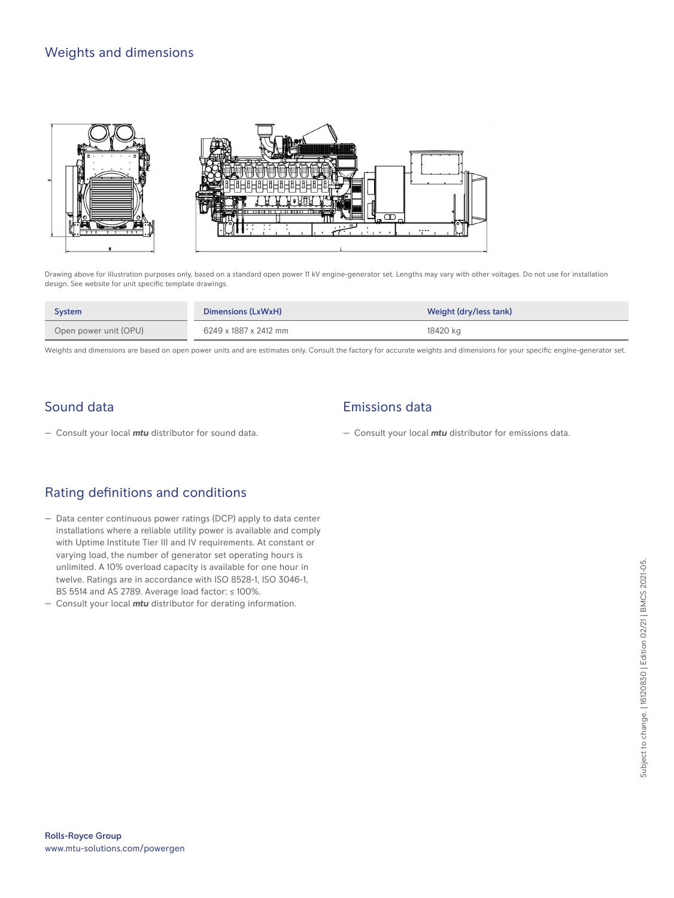## Weights and dimensions

Drawing above for illustration purposes only, based on a standard open power 11 kV engine-generator set. Lengths may vary with other voltages. Do not use for installation design. See website for unit specific template drawings.

| System | Dimensions (LxWxH) | Weight (dry/less tank) |
|---|---|---|
| Open power unit (OPU) | 6249 x 1887 x 2412 mm | 18420 kg |

Weights and dimensions are based on open power units and are estimates only. Consult the factory for accurate weights and dimensions for your specific engine-generator set.

## Sound data

— Consult your local ***mtu*** distributor for sound data.

## Emissions data

— Consult your local ***mtu*** distributor for emissions data.

## Rating definitions and conditions

— Data center continuous power ratings (DCP) apply to data center installations where a reliable utility power is available and comply with Uptime Institute Tier III and IV requirements. At constant or varying load, the number of generator set operating hours is unlimited. A 10% overload capacity is available for one hour in twelve. Ratings are in accordance with ISO 8528-1, ISO 3046-1, BS 5514 and AS 2789. Average load factor: ≤ 100%.

— Consult your local ***mtu*** distributor for derating information.

**Rolls-Royce Group**
www.mtu-solutions.com/powergen

Subject to change. | 16120830 | Edition 02/21 | BMCS 2021-05.